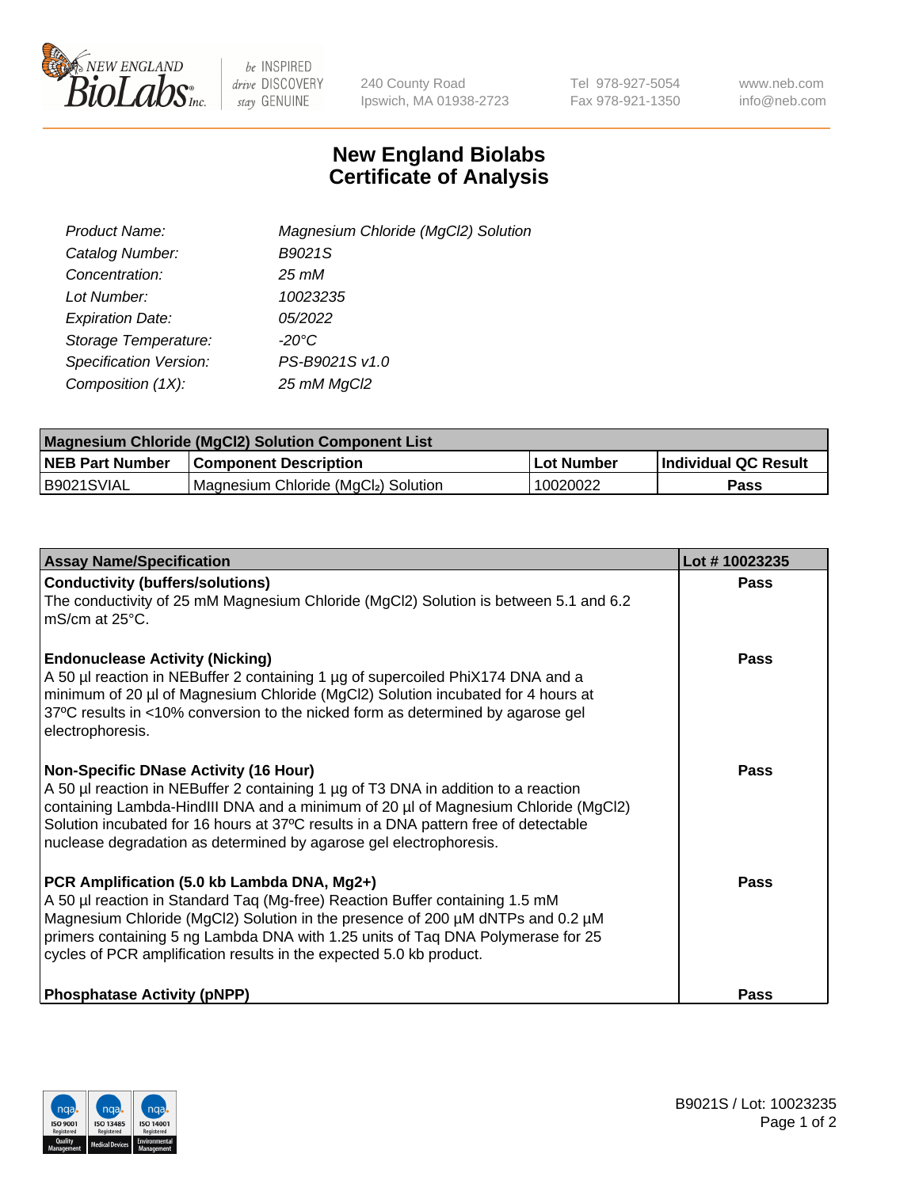# New England Biolabs
# Certificate of Analysis

| | |
|---|---|
| *Product Name:* | *Magnesium Chloride (MgCl2) Solution* |
| *Catalog Number:* | *B9021S* |
| *Concentration:* | *25 mM* |
| *Lot Number:* | *10023235* |
| *Expiration Date:* | *05/2022* |
| *Storage Temperature:* | *-20°C* |
| *Specification Version:* | *PS-B9021S v1.0* |
| *Composition (1X):* | *25 mM MgCl2* |

| Magnesium Chloride (MgCl2) Solution Component List | | | |
|---|---|---|---|
| **NEB Part Number** | **Component Description** | **Lot Number** | **Individual QC Result** |
| B9021SVIAL | Magnesium Chloride ($MgCl_2$) Solution | 10020022 | **Pass** |

| Assay Name/Specification | Lot # 10023235 |
|---|---|
| **Conductivity (buffers/solutions)**<br>The conductivity of 25 mM Magnesium Chloride (MgCl2) Solution is between 5.1 and 6.2 mS/cm at 25°C. | **Pass** |
| **Endonuclease Activity (Nicking)**<br>A 50 µl reaction in NEBuffer 2 containing 1 µg of supercoiled PhiX174 DNA and a minimum of 20 µl of Magnesium Chloride (MgCl2) Solution incubated for 4 hours at 37ºC results in <10% conversion to the nicked form as determined by agarose gel electrophoresis. | **Pass** |
| **Non-Specific DNase Activity (16 Hour)**<br>A 50 µl reaction in NEBuffer 2 containing 1 µg of T3 DNA in addition to a reaction containing Lambda-HindIII DNA and a minimum of 20 µl of Magnesium Chloride (MgCl2) Solution incubated for 16 hours at 37ºC results in a DNA pattern free of detectable nuclease degradation as determined by agarose gel electrophoresis. | **Pass** |
| **PCR Amplification (5.0 kb Lambda DNA, Mg2+)**<br>A 50 µl reaction in Standard Taq (Mg-free) Reaction Buffer containing 1.5 mM Magnesium Chloride (MgCl2) Solution in the presence of 200 µM dNTPs and 0.2 µM primers containing 5 ng Lambda DNA with 1.25 units of Taq DNA Polymerase for 25 cycles of PCR amplification results in the expected 5.0 kb product. | **Pass** |
| **Phosphatase Activity (pNPP)** | **Pass** |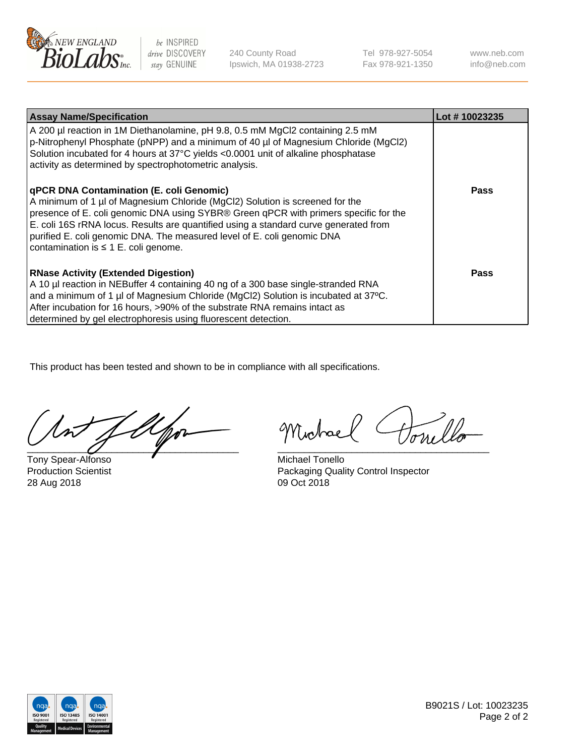| Assay Name/Specification | Lot # 10023235 |
| --- | --- |
| A 200 µl reaction in 1M Diethanolamine, pH 9.8, 0.5 mM MgCl2 containing 2.5 mM p-Nitrophenyl Phosphate (pNPP) and a minimum of 40 µl of Magnesium Chloride (MgCl2) Solution incubated for 4 hours at 37°C yields <0.0001 unit of alkaline phosphatase activity as determined by spectrophotometric analysis. | |
| **qPCR DNA Contamination (E. coli Genomic)** A minimum of 1 µl of Magnesium Chloride (MgCl2) Solution is screened for the presence of E. coli genomic DNA using SYBR® Green qPCR with primers specific for the E. coli 16S rRNA locus. Results are quantified using a standard curve generated from purified E. coli genomic DNA. The measured level of E. coli genomic DNA contamination is ≤ 1 E. coli genome. | **Pass** |
| **RNase Activity (Extended Digestion)** A 10 µl reaction in NEBuffer 4 containing 40 ng of a 300 base single-stranded RNA and a minimum of 1 µl of Magnesium Chloride (MgCl2) Solution is incubated at 37ºC. After incubation for 16 hours, >90% of the substrate RNA remains intact as determined by gel electrophoresis using fluorescent detection. | **Pass** |

This product has been tested and shown to be in compliance with all specifications.

Tony Spear-Alfonso
Production Scientist
28 Aug 2018

Michael Tonello
Packaging Quality Control Inspector
09 Oct 2018

B9021S / Lot: 10023235